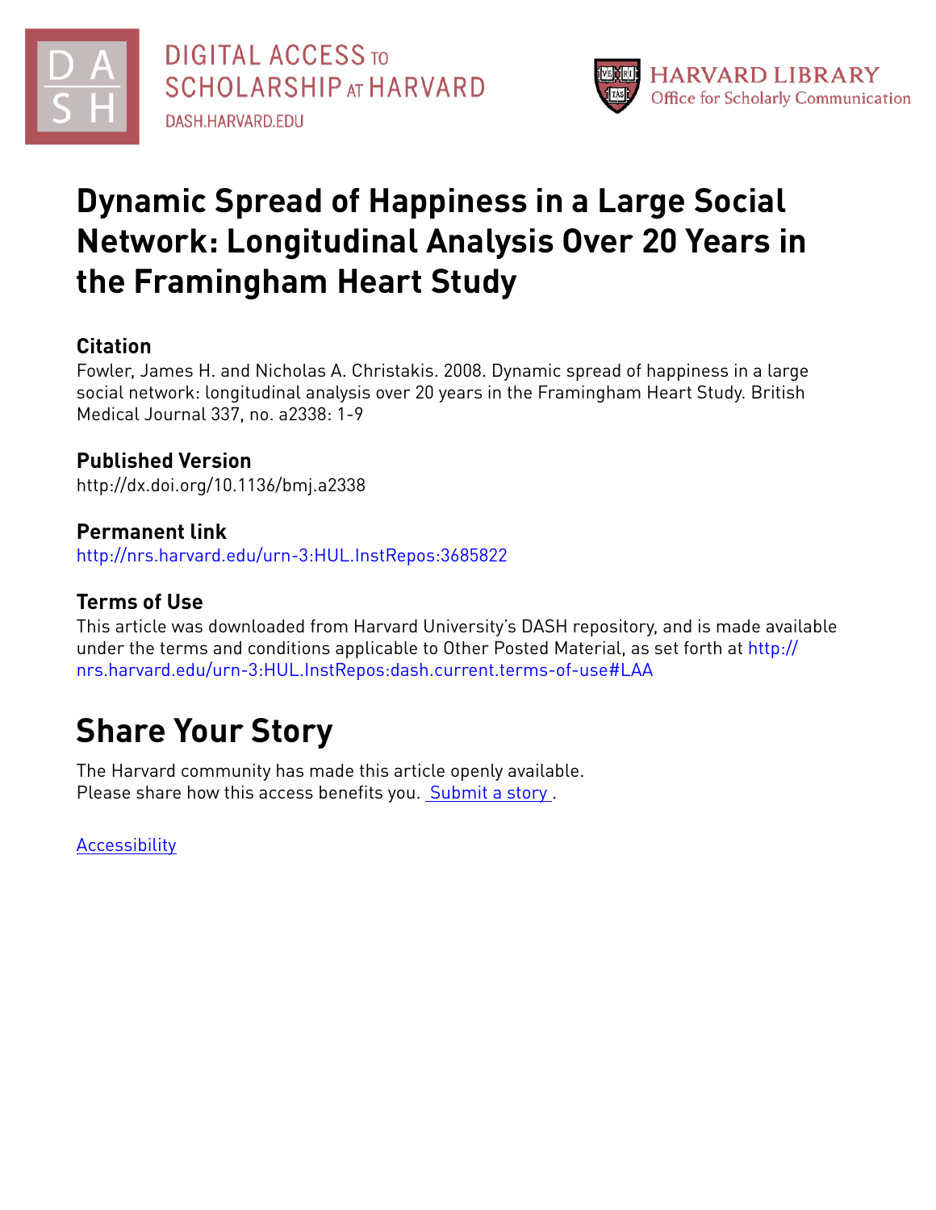# Dynamic Spread of Happiness in a Large Social Network: Longitudinal Analysis Over 20 Years in the Framingham Heart Study

## Citation

Fowler, James H. and Nicholas A. Christakis. 2008. Dynamic spread of happiness in a large social network: longitudinal analysis over 20 years in the Framingham Heart Study. British Medical Journal 337, no. a2338: 1-9

## Published Version

http://dx.doi.org/10.1136/bmj.a2338

## Permanent link

http://nrs.harvard.edu/urn-3:HUL.InstRepos:3685822

## Terms of Use

This article was downloaded from Harvard University's DASH repository, and is made available under the terms and conditions applicable to Other Posted Material, as set forth at http://nrs.harvard.edu/urn-3:HUL.InstRepos:dash.current.terms-of-use#LAA

# Share Your Story

The Harvard community has made this article openly available.
Please share how this access benefits you. Submit a story .

Accessibility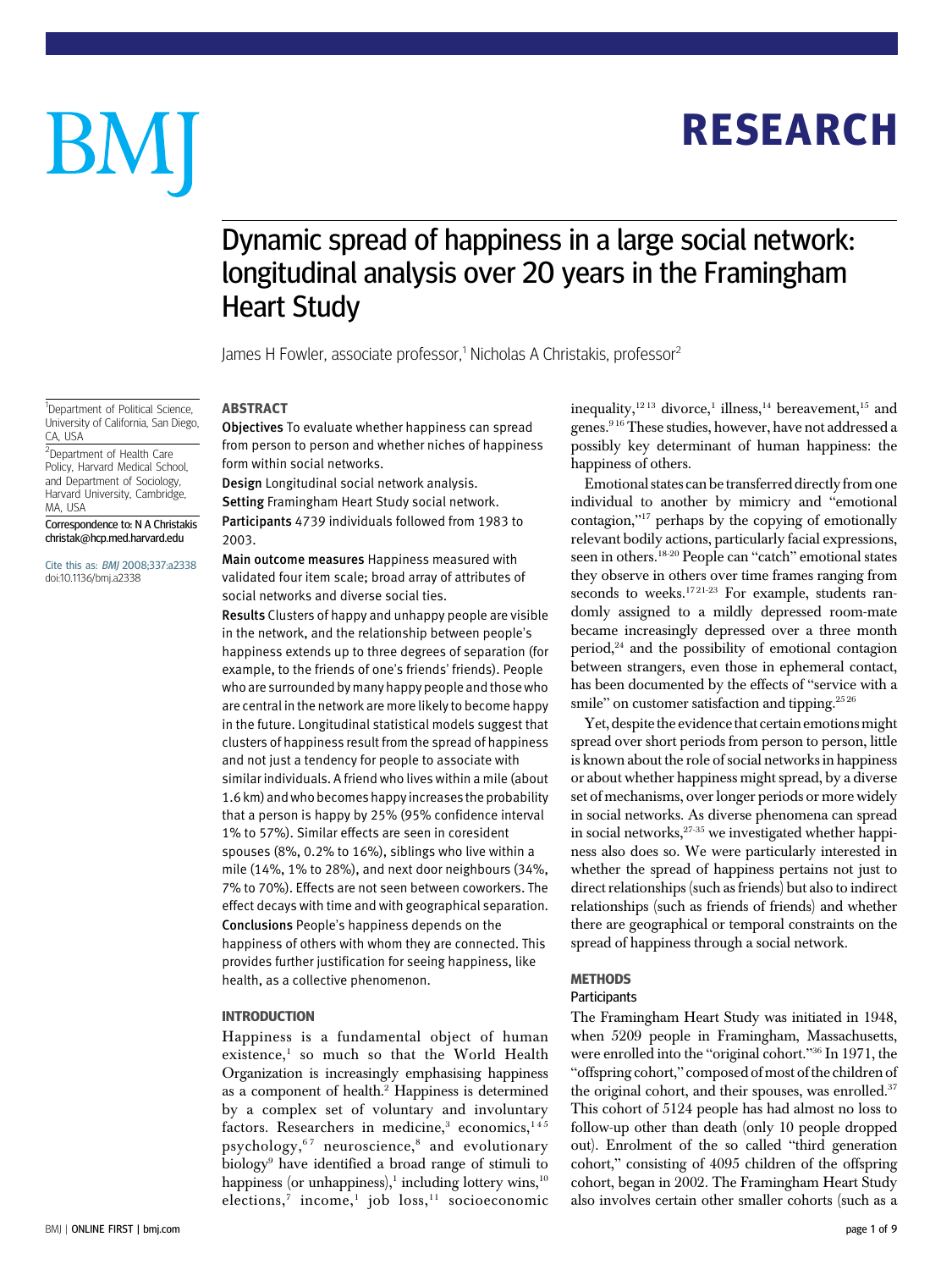# Dynamic spread of happiness in a large social network: longitudinal analysis over 20 years in the Framingham Heart Study

James H Fowler, associate professor,[1] Nicholas A Christakis, professor[2]

[1]Department of Political Science, University of California, San Diego, CA, USA

[2]Department of Health Care Policy, Harvard Medical School, and Department of Sociology, Harvard University, Cambridge, MA, USA

Correspondence to: N A Christakis christak@hcp.med.harvard.edu

Cite this as: *BMJ* 2008;337:a2338 doi:10.1136/bmj.a2338

## ABSTRACT

**Objectives** To evaluate whether happiness can spread from person to person and whether niches of happiness form within social networks.

**Design** Longitudinal social network analysis.

**Setting** Framingham Heart Study social network.

**Participants** 4739 individuals followed from 1983 to 2003.

**Main outcome measures** Happiness measured with validated four item scale; broad array of attributes of social networks and diverse social ties.

**Results** Clusters of happy and unhappy people are visible in the network, and the relationship between people's happiness extends up to three degrees of separation (for example, to the friends of one's friends' friends). People who are surrounded by many happy people and those who are central in the network are more likely to become happy in the future. Longitudinal statistical models suggest that clusters of happiness result from the spread of happiness and not just a tendency for people to associate with similar individuals. A friend who lives within a mile (about 1.6 km) and who becomes happy increases the probability that a person is happy by 25% (95% confidence interval 1% to 57%). Similar effects are seen in coresident spouses (8%, 0.2% to 16%), siblings who live within a mile (14%, 1% to 28%), and next door neighbours (34%, 7% to 70%). Effects are not seen between coworkers. The effect decays with time and with geographical separation.

**Conclusions** People's happiness depends on the happiness of others with whom they are connected. This provides further justification for seeing happiness, like health, as a collective phenomenon.

## INTRODUCTION

Happiness is a fundamental object of human existence,[1] so much so that the World Health Organization is increasingly emphasising happiness as a component of health.[2] Happiness is determined by a complex set of voluntary and involuntary factors. Researchers in medicine,[3] economics,[1 4 5] psychology,[6 7] neuroscience,[8] and evolutionary biology[9] have identified a broad range of stimuli to happiness (or unhappiness),[1] including lottery wins,[10] elections,[7] income,[1] job loss,[11] socioeconomic inequality,[12 13] divorce,[1] illness,[14] bereavement,[15] and genes.[9 16] These studies, however, have not addressed a possibly key determinant of human happiness: the happiness of others.

Emotional states can be transferred directly from one individual to another by mimicry and "emotional contagion,"[17] perhaps by the copying of emotionally relevant bodily actions, particularly facial expressions, seen in others.[18-20] People can "catch" emotional states they observe in others over time frames ranging from seconds to weeks.[17 21-23] For example, students randomly assigned to a mildly depressed room-mate became increasingly depressed over a three month period,[24] and the possibility of emotional contagion between strangers, even those in ephemeral contact, has been documented by the effects of "service with a smile" on customer satisfaction and tipping.[25 26]

Yet, despite the evidence that certain emotions might spread over short periods from person to person, little is known about the role of social networks in happiness or about whether happiness might spread, by a diverse set of mechanisms, over longer periods or more widely in social networks. As diverse phenomena can spread in social networks,[27-35] we investigated whether happiness also does so. We were particularly interested in whether the spread of happiness pertains not just to direct relationships (such as friends) but also to indirect relationships (such as friends of friends) and whether there are geographical or temporal constraints on the spread of happiness through a social network.

## METHODS

### Participants

The Framingham Heart Study was initiated in 1948, when 5209 people in Framingham, Massachusetts, were enrolled into the "original cohort."[36] In 1971, the "offspring cohort," composed of most of the children of the original cohort, and their spouses, was enrolled.[37] This cohort of 5124 people has had almost no loss to follow-up other than death (only 10 people dropped out). Enrolment of the so called "third generation cohort," consisting of 4095 children of the offspring cohort, began in 2002. The Framingham Heart Study also involves certain other smaller cohorts (such as a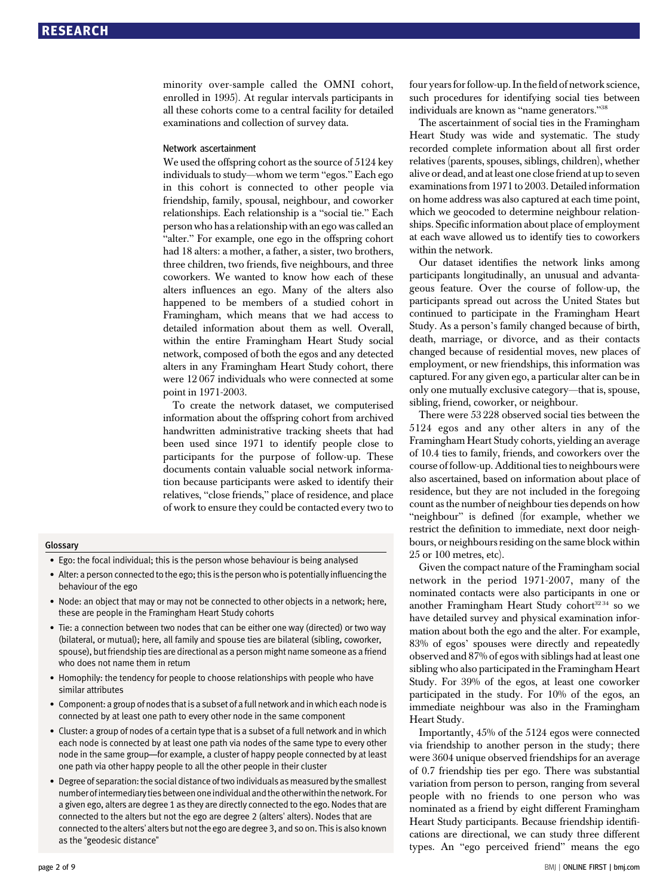minority over-sample called the OMNI cohort, enrolled in 1995). At regular intervals participants in all these cohorts come to a central facility for detailed examinations and collection of survey data.

### Network ascertainment

We used the offspring cohort as the source of 5124 key individuals to study—whom we term "egos." Each ego in this cohort is connected to other people via friendship, family, spousal, neighbour, and coworker relationships. Each relationship is a "social tie." Each person who has a relationship with an ego was called an "alter." For example, one ego in the offspring cohort had 18 alters: a mother, a father, a sister, two brothers, three children, two friends, five neighbours, and three coworkers. We wanted to know how each of these alters influences an ego. Many of the alters also happened to be members of a studied cohort in Framingham, which means that we had access to detailed information about them as well. Overall, within the entire Framingham Heart Study social network, composed of both the egos and any detected alters in any Framingham Heart Study cohort, there were 12 067 individuals who were connected at some point in 1971-2003.

To create the network dataset, we computerised information about the offspring cohort from archived handwritten administrative tracking sheets that had been used since 1971 to identify people close to participants for the purpose of follow-up. These documents contain valuable social network information because participants were asked to identify their relatives, "close friends," place of residence, and place of work to ensure they could be contacted every two to four years for follow-up. In the field of network science, such procedures for identifying social ties between individuals are known as "name generators."[38]

The ascertainment of social ties in the Framingham Heart Study was wide and systematic. The study recorded complete information about all first order relatives (parents, spouses, siblings, children), whether alive or dead, and at least one close friend at up to seven examinations from 1971 to 2003. Detailed information on home address was also captured at each time point, which we geocoded to determine neighbour relationships. Specific information about place of employment at each wave allowed us to identify ties to coworkers within the network.

Our dataset identifies the network links among participants longitudinally, an unusual and advantageous feature. Over the course of follow-up, the participants spread out across the United States but continued to participate in the Framingham Heart Study. As a person's family changed because of birth, death, marriage, or divorce, and as their contacts changed because of residential moves, new places of employment, or new friendships, this information was captured. For any given ego, a particular alter can be in only one mutually exclusive category—that is, spouse, sibling, friend, coworker, or neighbour.

There were 53 228 observed social ties between the 5124 egos and any other alters in any of the Framingham Heart Study cohorts, yielding an average of 10.4 ties to family, friends, and coworkers over the course of follow-up. Additional ties to neighbours were also ascertained, based on information about place of residence, but they are not included in the foregoing count as the number of neighbour ties depends on how "neighbour" is defined (for example, whether we restrict the definition to immediate, next door neighbours, or neighbours residing on the same block within 25 or 100 metres, etc).

Given the compact nature of the Framingham social network in the period 1971-2007, many of the nominated contacts were also participants in one or another Framingham Heart Study cohort[32 34] so we have detailed survey and physical examination information about both the ego and the alter. For example, 83% of egos' spouses were directly and repeatedly observed and 87% of egos with siblings had at least one sibling who also participated in the Framingham Heart Study. For 39% of the egos, at least one coworker participated in the study. For 10% of the egos, an immediate neighbour was also in the Framingham Heart Study.

Importantly, 45% of the 5124 egos were connected via friendship to another person in the study; there were 3604 unique observed friendships for an average of 0.7 friendship ties per ego. There was substantial variation from person to person, ranging from several people with no friends to one person who was nominated as a friend by eight different Framingham Heart Study participants. Because friendship identifications are directional, we can study three different types. An "ego perceived friend" means the ego

#### Glossary

- Ego: the focal individual; this is the person whose behaviour is being analysed
- Alter: a person connected to the ego; this is the person who is potentially influencing the behaviour of the ego
- Node: an object that may or may not be connected to other objects in a network; here, these are people in the Framingham Heart Study cohorts
- Tie: a connection between two nodes that can be either one way (directed) or two way (bilateral, or mutual); here, all family and spouse ties are bilateral (sibling, coworker, spouse), but friendship ties are directional as a person might name someone as a friend who does not name them in return
- Homophily: the tendency for people to choose relationships with people who have similar attributes
- Component: a group of nodes that is a subset of a full network and in which each node is connected by at least one path to every other node in the same component
- Cluster: a group of nodes of a certain type that is a subset of a full network and in which each node is connected by at least one path via nodes of the same type to every other node in the same group—for example, a cluster of happy people connected by at least one path via other happy people to all the other people in their cluster
- Degree of separation: the social distance of two individuals as measured by the smallest number of intermediary ties between one individual and the other within the network. For a given ego, alters are degree 1 as they are directly connected to the ego. Nodes that are connected to the alters but not the ego are degree 2 (alters' alters). Nodes that are connected to the alters' alters but not the ego are degree 3, and so on. This is also known as the "geodesic distance"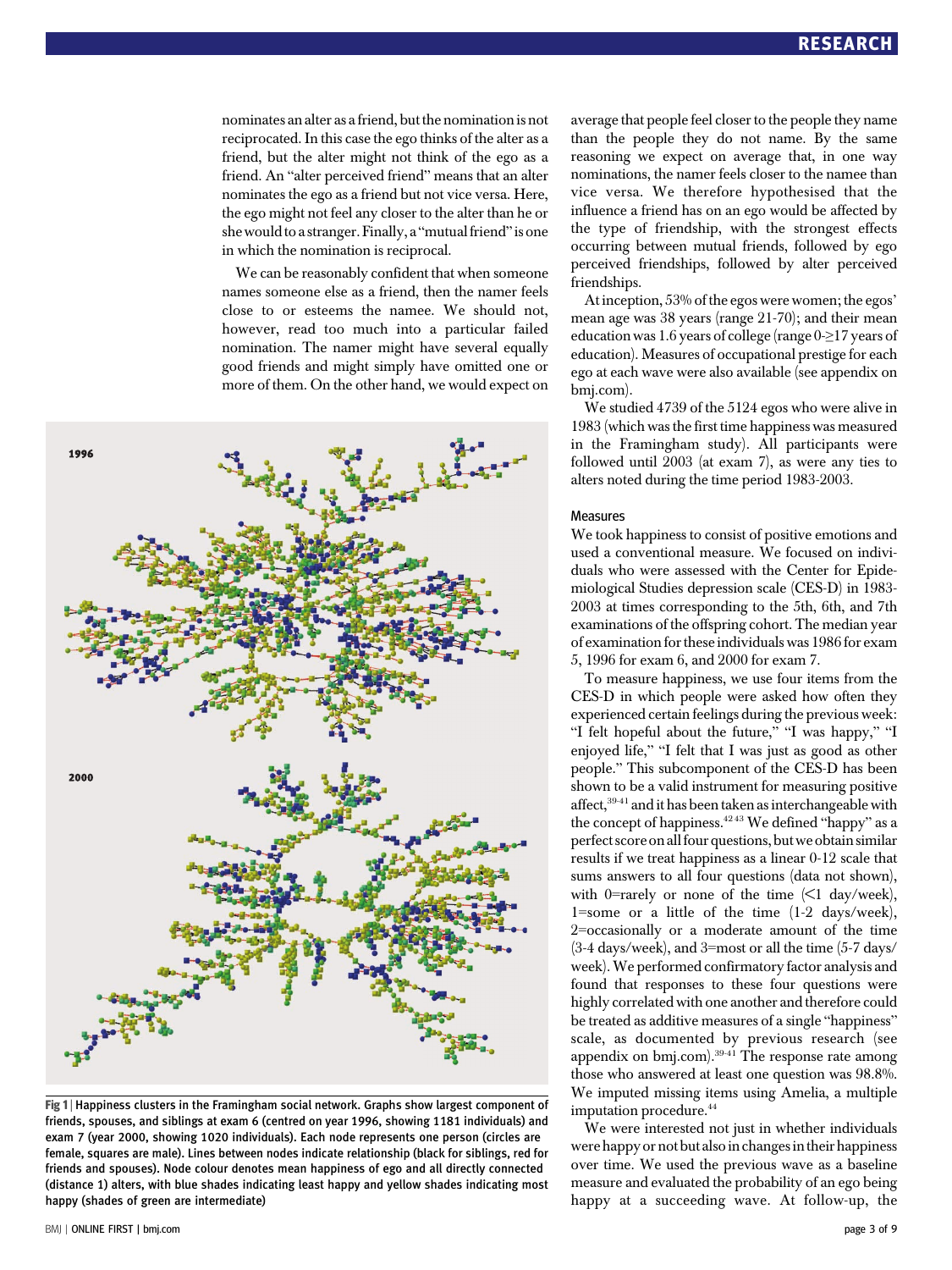nominates an alter as a friend, but the nomination is not reciprocated. In this case the ego thinks of the alter as a friend, but the alter might not think of the ego as a friend. An "alter perceived friend" means that an alter nominates the ego as a friend but not vice versa. Here, the ego might not feel any closer to the alter than he or she would to a stranger. Finally, a "mutual friend" is one in which the nomination is reciprocal.

We can be reasonably confident that when someone names someone else as a friend, then the namer feels close to or esteems the namee. We should not, however, read too much into a particular failed nomination. The namer might have several equally good friends and might simply have omitted one or more of them. On the other hand, we would expect on average that people feel closer to the people they name than the people they do not name. By the same reasoning we expect on average that, in one way nominations, the namer feels closer to the namee than vice versa. We therefore hypothesised that the influence a friend has on an ego would be affected by the type of friendship, with the strongest effects occurring between mutual friends, followed by ego perceived friendships, followed by alter perceived friendships.

At inception, 53% of the egos were women; the egos' mean age was 38 years (range 21-70); and their mean education was 1.6 years of college (range 0-≥17 years of education). Measures of occupational prestige for each ego at each wave were also available (see appendix on bmj.com).

We studied 4739 of the 5124 egos who were alive in 1983 (which was the first time happiness was measured in the Framingham study). All participants were followed until 2003 (at exam 7), as were any ties to alters noted during the time period 1983-2003.

**Fig 1** | Happiness clusters in the Framingham social network. Graphs show largest component of friends, spouses, and siblings at exam 6 (centred on year 1996, showing 1181 individuals) and exam 7 (year 2000, showing 1020 individuals). Each node represents one person (circles are female, squares are male). Lines between nodes indicate relationship (black for siblings, red for friends and spouses). Node colour denotes mean happiness of ego and all directly connected (distance 1) alters, with blue shades indicating least happy and yellow shades indicating most happy (shades of green are intermediate)

### Measures

We took happiness to consist of positive emotions and used a conventional measure. We focused on individuals who were assessed with the Center for Epidemiological Studies depression scale (CES-D) in 1983-2003 at times corresponding to the 5th, 6th, and 7th examinations of the offspring cohort. The median year of examination for these individuals was 1986 for exam 5, 1996 for exam 6, and 2000 for exam 7.

To measure happiness, we use four items from the CES-D in which people were asked how often they experienced certain feelings during the previous week: "I felt hopeful about the future," "I was happy," "I enjoyed life," "I felt that I was just as good as other people." This subcomponent of the CES-D has been shown to be a valid instrument for measuring positive affect,[39-41] and it has been taken as interchangeable with the concept of happiness.[42 43] We defined "happy" as a perfect score on all four questions, but we obtain similar results if we treat happiness as a linear 0-12 scale that sums answers to all four questions (data not shown), with 0=rarely or none of the time (<1 day/week), 1=some or a little of the time (1-2 days/week), 2=occasionally or a moderate amount of the time (3-4 days/week), and 3=most or all the time (5-7 days/week). We performed confirmatory factor analysis and found that responses to these four questions were highly correlated with one another and therefore could be treated as additive measures of a single "happiness" scale, as documented by previous research (see appendix on bmj.com).[39-41] The response rate among those who answered at least one question was 98.8%. We imputed missing items using Amelia, a multiple imputation procedure.[44]

We were interested not just in whether individuals were happy or not but also in changes in their happiness over time. We used the previous wave as a baseline measure and evaluated the probability of an ego being happy at a succeeding wave. At follow-up, the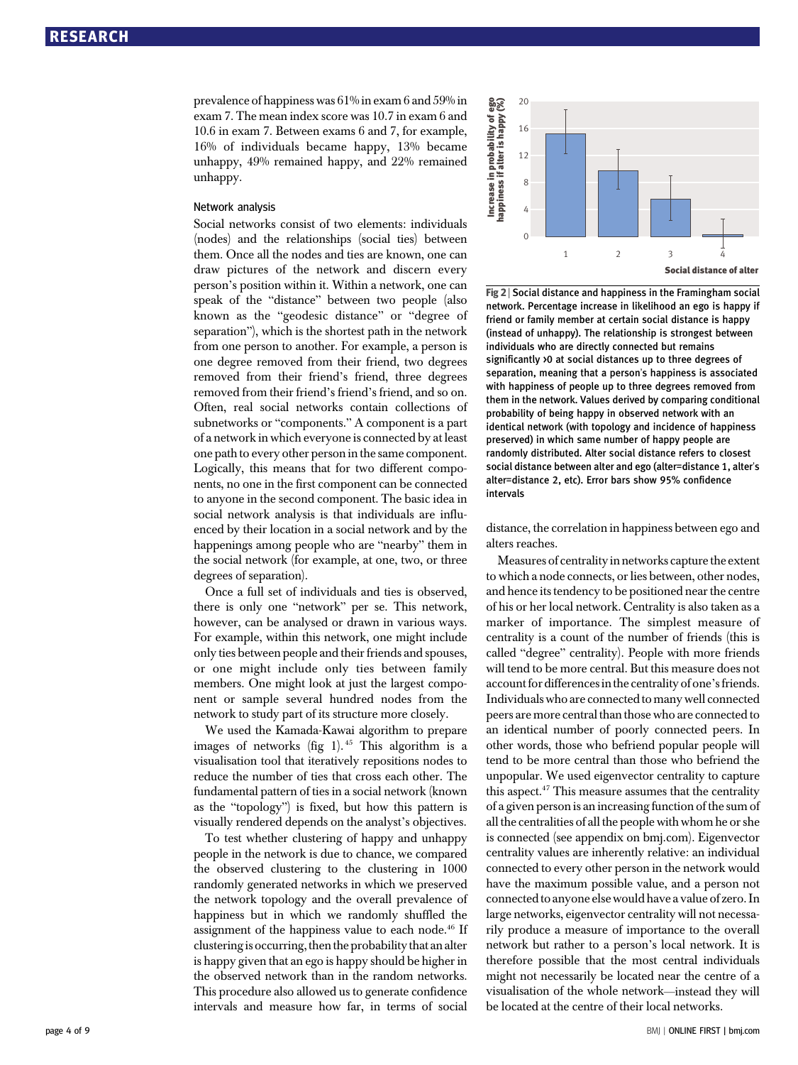prevalence of happiness was 61% in exam 6 and 59% in exam 7. The mean index score was 10.7 in exam 6 and 10.6 in exam 7. Between exams 6 and 7, for example, 16% of individuals became happy, 13% became unhappy, 49% remained happy, and 22% remained unhappy.

### Network analysis

Social networks consist of two elements: individuals (nodes) and the relationships (social ties) between them. Once all the nodes and ties are known, one can draw pictures of the network and discern every person's position within it. Within a network, one can speak of the "distance" between two people (also known as the "geodesic distance" or "degree of separation"), which is the shortest path in the network from one person to another. For example, a person is one degree removed from their friend, two degrees removed from their friend's friend, three degrees removed from their friend's friend's friend, and so on. Often, real social networks contain collections of subnetworks or "components." A component is a part of a network in which everyone is connected by at least one path to every other person in the same component. Logically, this means that for two different components, no one in the first component can be connected to anyone in the second component. The basic idea in social network analysis is that individuals are influenced by their location in a social network and by the happenings among people who are "nearby" them in the social network (for example, at one, two, or three degrees of separation).

Once a full set of individuals and ties is observed, there is only one "network" per se. This network, however, can be analysed or drawn in various ways. For example, within this network, one might include only ties between people and their friends and spouses, or one might include only ties between family members. One might look at just the largest component or sample several hundred nodes from the network to study part of its structure more closely.

We used the Kamada-Kawai algorithm to prepare images of networks (fig 1).[45] This algorithm is a visualisation tool that iteratively repositions nodes to reduce the number of ties that cross each other. The fundamental pattern of ties in a social network (known as the "topology") is fixed, but how this pattern is visually rendered depends on the analyst's objectives.

To test whether clustering of happy and unhappy people in the network is due to chance, we compared the observed clustering to the clustering in 1000 randomly generated networks in which we preserved the network topology and the overall prevalence of happiness but in which we randomly shuffled the assignment of the happiness value to each node.[46] If clustering is occurring, then the probability that an alter is happy given that an ego is happy should be higher in the observed network than in the random networks. This procedure also allowed us to generate confidence intervals and measure how far, in terms of social distance, the correlation in happiness between ego and alters reaches.

Increase in probability of ego happiness if alter is happy (%)
20
16
12
8
4
0
1
2
3
4
Social distance of alter

Fig 2 | Social distance and happiness in the Framingham social network. Percentage increase in likelihood an ego is happy if friend or family member at certain social distance is happy (instead of unhappy). The relationship is strongest between individuals who are directly connected but remains significantly >0 at social distances up to three degrees of separation, meaning that a person's happiness is associated with happiness of people up to three degrees removed from them in the network. Values derived by comparing conditional probability of being happy in observed network with an identical network (with topology and incidence of happiness preserved) in which same number of happy people are randomly distributed. Alter social distance refers to closest social distance between alter and ego (alter=distance 1, alter's alter=distance 2, etc). Error bars show 95% confidence intervals

Measures of centrality in networks capture the extent to which a node connects, or lies between, other nodes, and hence its tendency to be positioned near the centre of his or her local network. Centrality is also taken as a marker of importance. The simplest measure of centrality is a count of the number of friends (this is called "degree" centrality). People with more friends will tend to be more central. But this measure does not account for differences in the centrality of one's friends. Individuals who are connected to many well connected peers are more central than those who are connected to an identical number of poorly connected peers. In other words, those who befriend popular people will tend to be more central than those who befriend the unpopular. We used eigenvector centrality to capture this aspect.[47] This measure assumes that the centrality of a given person is an increasing function of the sum of all the centralities of all the people with whom he or she is connected (see appendix on bmj.com). Eigenvector centrality values are inherently relative: an individual connected to every other person in the network would have the maximum possible value, and a person not connected to anyone else would have a value of zero. In large networks, eigenvector centrality will not necessarily produce a measure of importance to the overall network but rather to a person's local network. It is therefore possible that the most central individuals might not necessarily be located near the centre of a visualisation of the whole network—instead they will be located at the centre of their local networks.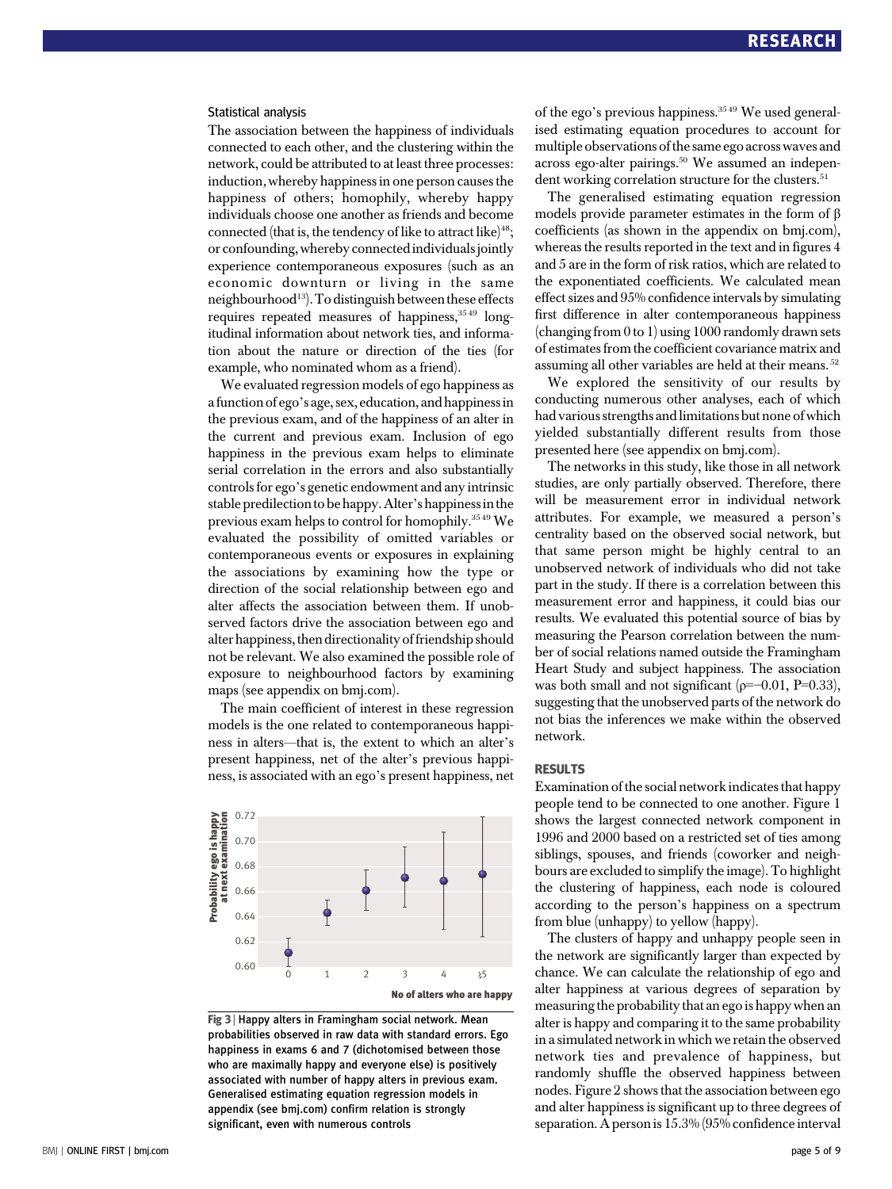### Statistical analysis

The association between the happiness of individuals connected to each other, and the clustering within the network, could be attributed to at least three processes: induction, whereby happiness in one person causes the happiness of others; homophily, whereby happy individuals choose one another as friends and become connected (that is, the tendency of like to attract like)[48]; or confounding, whereby connected individuals jointly experience contemporaneous exposures (such as an economic downturn or living in the same neighbourhood[13]). To distinguish between these effects requires repeated measures of happiness,[35 49] longitudinal information about network ties, and information about the nature or direction of the ties (for example, who nominated whom as a friend).

We evaluated regression models of ego happiness as a function of ego's age, sex, education, and happiness in the previous exam, and of the happiness of an alter in the current and previous exam. Inclusion of ego happiness in the previous exam helps to eliminate serial correlation in the errors and also substantially controls for ego's genetic endowment and any intrinsic stable predilection to be happy. Alter's happiness in the previous exam helps to control for homophily.[35 49] We evaluated the possibility of omitted variables or contemporaneous events or exposures in explaining the associations by examining how the type or direction of the social relationship between ego and alter affects the association between them. If unobserved factors drive the association between ego and alter happiness, then directionality of friendship should not be relevant. We also examined the possible role of exposure to neighbourhood factors by examining maps (see appendix on bmj.com).

The main coefficient of interest in these regression models is the one related to contemporaneous happiness in alters—that is, the extent to which an alter's present happiness, net of the alter's previous happiness, is associated with an ego's present happiness, net of the ego's previous happiness.[35 49] We used generalised estimating equation procedures to account for multiple observations of the same ego across waves and across ego-alter pairings.[50] We assumed an independent working correlation structure for the clusters.[51]

The generalised estimating equation regression models provide parameter estimates in the form of β coefficients (as shown in the appendix on bmj.com), whereas the results reported in the text and in figures 4 and 5 are in the form of risk ratios, which are related to the exponentiated coefficients. We calculated mean effect sizes and 95% confidence intervals by simulating first difference in alter contemporaneous happiness (changing from 0 to 1) using 1000 randomly drawn sets of estimates from the coefficient covariance matrix and assuming all other variables are held at their means.[52]

We explored the sensitivity of our results by conducting numerous other analyses, each of which had various strengths and limitations but none of which yielded substantially different results from those presented here (see appendix on bmj.com).

The networks in this study, like those in all network studies, are only partially observed. Therefore, there will be measurement error in individual network attributes. For example, we measured a person's centrality based on the observed social network, but that same person might be highly central to an unobserved network of individuals who did not take part in the study. If there is a correlation between this measurement error and happiness, it could bias our results. We evaluated this potential source of bias by measuring the Pearson correlation between the number of social relations named outside the Framingham Heart Study and subject happiness. The association was both small and not significant ($\rho=-0.01$, $P=0.33$), suggesting that the unobserved parts of the network do not bias the inferences we make within the observed network.

Fig 3 | Happy alters in Framingham social network. Mean probabilities observed in raw data with standard errors. Ego happiness in exams 6 and 7 (dichotomised between those who are maximally happy and everyone else) is positively associated with number of happy alters in previous exam. Generalised estimating equation regression models in appendix (see bmj.com) confirm relation is strongly significant, even with numerous controls

## RESULTS

Examination of the social network indicates that happy people tend to be connected to one another. Figure 1 shows the largest connected network component in 1996 and 2000 based on a restricted set of ties among siblings, spouses, and friends (coworker and neighbours are excluded to simplify the image). To highlight the clustering of happiness, each node is coloured according to the person's happiness on a spectrum from blue (unhappy) to yellow (happy).

The clusters of happy and unhappy people seen in the network are significantly larger than expected by chance. We can calculate the relationship of ego and alter happiness at various degrees of separation by measuring the probability that an ego is happy when an alter is happy and comparing it to the same probability in a simulated network in which we retain the observed network ties and prevalence of happiness, but randomly shuffle the observed happiness between nodes. Figure 2 shows that the association between ego and alter happiness is significant up to three degrees of separation. A person is 15.3% (95% confidence interval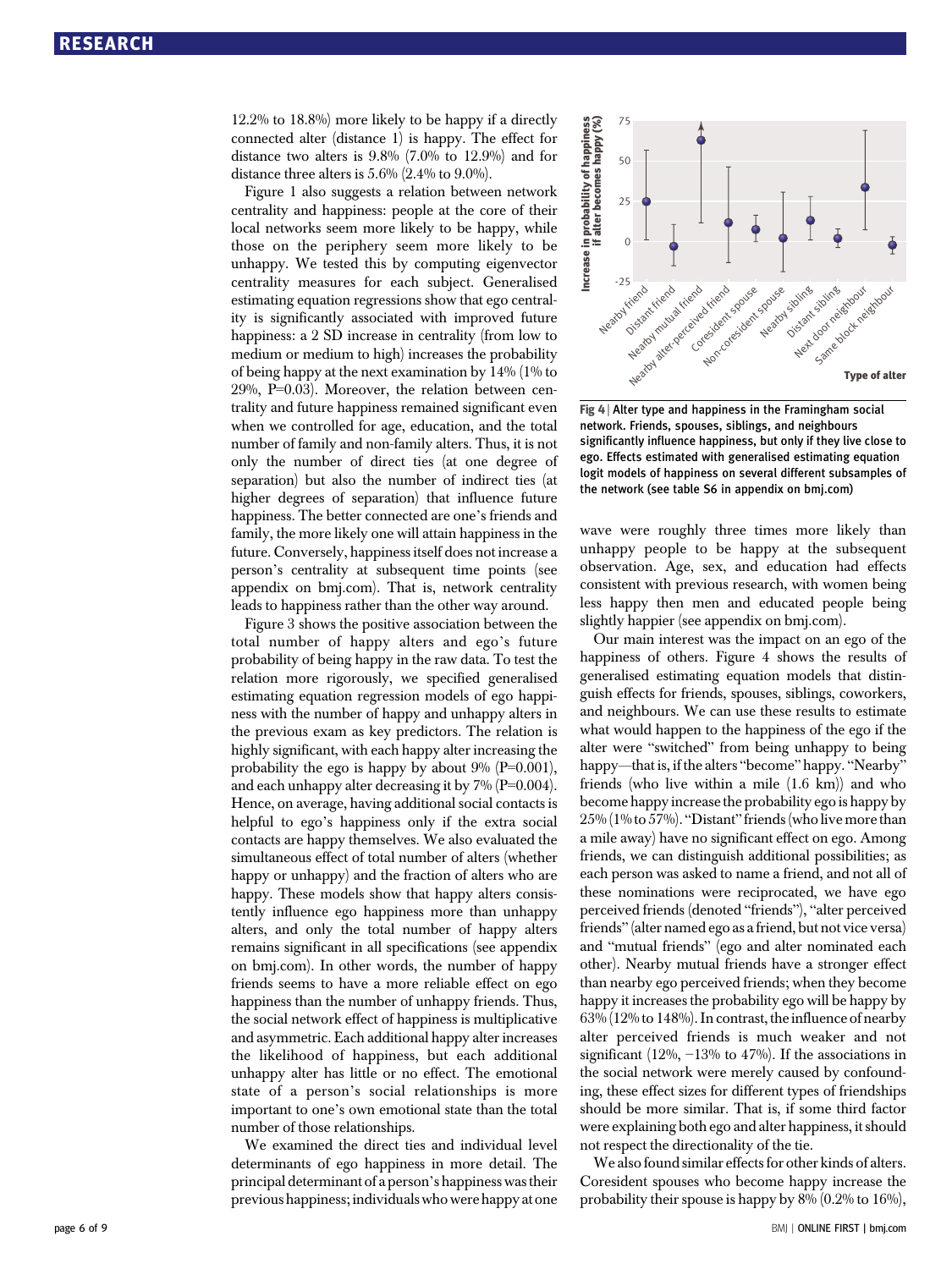12.2% to 18.8%) more likely to be happy if a directly connected alter (distance 1) is happy. The effect for distance two alters is 9.8% (7.0% to 12.9%) and for distance three alters is 5.6% (2.4% to 9.0%).

Figure 1 also suggests a relation between network centrality and happiness: people at the core of their local networks seem more likely to be happy, while those on the periphery seem more likely to be unhappy. We tested this by computing eigenvector centrality measures for each subject. Generalised estimating equation regressions show that ego centrality is significantly associated with improved future happiness: a 2 SD increase in centrality (from low to medium or medium to high) increases the probability of being happy at the next examination by 14% (1% to 29%, P=0.03). Moreover, the relation between centrality and future happiness remained significant even when we controlled for age, education, and the total number of family and non-family alters. Thus, it is not only the number of direct ties (at one degree of separation) but also the number of indirect ties (at higher degrees of separation) that influence future happiness. The better connected are one's friends and family, the more likely one will attain happiness in the future. Conversely, happiness itself does not increase a person's centrality at subsequent time points (see appendix on bmj.com). That is, network centrality leads to happiness rather than the other way around.

Figure 3 shows the positive association between the total number of happy alters and ego's future probability of being happy in the raw data. To test the relation more rigorously, we specified generalised estimating equation regression models of ego happiness with the number of happy and unhappy alters in the previous exam as key predictors. The relation is highly significant, with each happy alter increasing the probability the ego is happy by about 9% (P=0.001), and each unhappy alter decreasing it by 7% (P=0.004). Hence, on average, having additional social contacts is helpful to ego's happiness only if the extra social contacts are happy themselves. We also evaluated the simultaneous effect of total number of alters (whether happy or unhappy) and the fraction of alters who are happy. These models show that happy alters consistently influence ego happiness more than unhappy alters, and only the total number of happy alters remains significant in all specifications (see appendix on bmj.com). In other words, the number of happy friends seems to have a more reliable effect on ego happiness than the number of unhappy friends. Thus, the social network effect of happiness is multiplicative and asymmetric. Each additional happy alter increases the likelihood of happiness, but each additional unhappy alter has little or no effect. The emotional state of a person's social relationships is more important to one's own emotional state than the total number of those relationships.

We examined the direct ties and individual level determinants of ego happiness in more detail. The principal determinant of a person's happiness was their previous happiness; individuals who were happy at one wave were roughly three times more likely than unhappy people to be happy at the subsequent observation. Age, sex, and education had effects consistent with previous research, with women being less happy then men and educated people being slightly happier (see appendix on bmj.com).

**Fig 4** | Alter type and happiness in the Framingham social network. Friends, spouses, siblings, and neighbours significantly influence happiness, but only if they live close to ego. Effects estimated with generalised estimating equation logit models of happiness on several different subsamples of the network (see table S6 in appendix on bmj.com)

Our main interest was the impact on an ego of the happiness of others. Figure 4 shows the results of generalised estimating equation models that distinguish effects for friends, spouses, siblings, coworkers, and neighbours. We can use these results to estimate what would happen to the happiness of the ego if the alter were "switched" from being unhappy to being happy—that is, if the alters "become" happy. "Nearby" friends (who live within a mile (1.6 km)) and who become happy increase the probability ego is happy by 25% (1% to 57%). "Distant" friends (who live more than a mile away) have no significant effect on ego. Among friends, we can distinguish additional possibilities; as each person was asked to name a friend, and not all of these nominations were reciprocated, we have ego perceived friends (denoted "friends"), "alter perceived friends" (alter named ego as a friend, but not vice versa) and "mutual friends" (ego and alter nominated each other). Nearby mutual friends have a stronger effect than nearby ego perceived friends; when they become happy it increases the probability ego will be happy by 63% (12% to 148%). In contrast, the influence of nearby alter perceived friends is much weaker and not significant (12%, −13% to 47%). If the associations in the social network were merely caused by confounding, these effect sizes for different types of friendships should be more similar. That is, if some third factor were explaining both ego and alter happiness, it should not respect the directionality of the tie.

We also found similar effects for other kinds of alters. Coresident spouses who become happy increase the probability their spouse is happy by 8% (0.2% to 16%),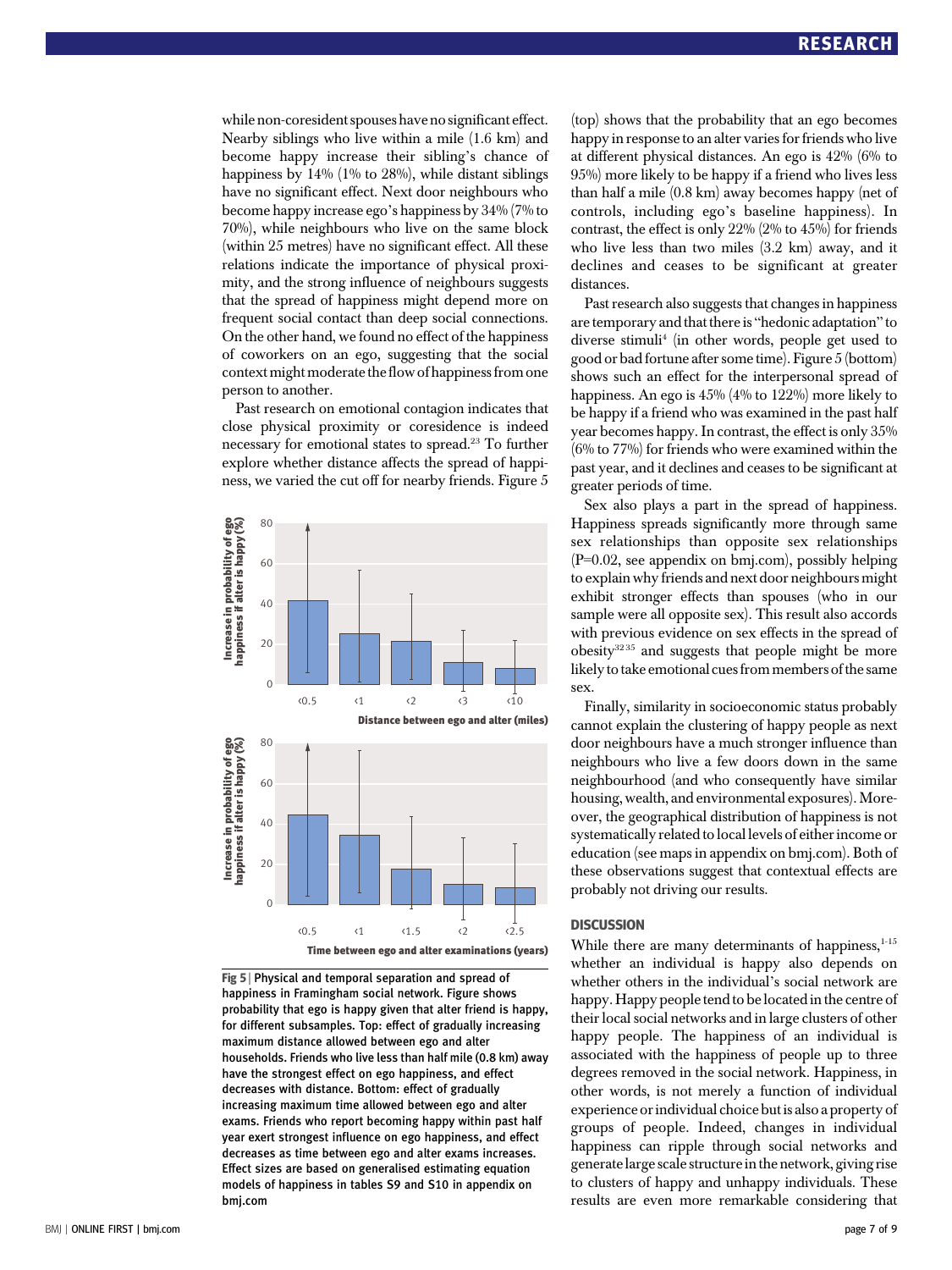while non-coresident spouses have no significant effect. Nearby siblings who live within a mile (1.6 km) and become happy increase their sibling's chance of happiness by 14% (1% to 28%), while distant siblings have no significant effect. Next door neighbours who become happy increase ego's happiness by 34% (7% to 70%), while neighbours who live on the same block (within 25 metres) have no significant effect. All these relations indicate the importance of physical proximity, and the strong influence of neighbours suggests that the spread of happiness might depend more on frequent social contact than deep social connections. On the other hand, we found no effect of the happiness of coworkers on an ego, suggesting that the social context might moderate the flow of happiness from one person to another.

Past research on emotional contagion indicates that close physical proximity or coresidence is indeed necessary for emotional states to spread.[23] To further explore whether distance affects the spread of happiness, we varied the cut off for nearby friends. Figure 5 (top) shows that the probability that an ego becomes happy in response to an alter varies for friends who live at different physical distances. An ego is 42% (6% to 95%) more likely to be happy if a friend who lives less than half a mile (0.8 km) away becomes happy (net of controls, including ego's baseline happiness). In contrast, the effect is only 22% (2% to 45%) for friends who live less than two miles (3.2 km) away, and it declines and ceases to be significant at greater distances.

Past research also suggests that changes in happiness are temporary and that there is "hedonic adaptation" to diverse stimuli[4] (in other words, people get used to good or bad fortune after some time). Figure 5 (bottom) shows such an effect for the interpersonal spread of happiness. An ego is 45% (4% to 122%) more likely to be happy if a friend who was examined in the past half year becomes happy. In contrast, the effect is only 35% (6% to 77%) for friends who were examined within the past year, and it declines and ceases to be significant at greater periods of time.

Sex also plays a part in the spread of happiness. Happiness spreads significantly more through same sex relationships than opposite sex relationships (P=0.02, see appendix on bmj.com), possibly helping to explain why friends and next door neighbours might exhibit stronger effects than spouses (who in our sample were all opposite sex). This result also accords with previous evidence on sex effects in the spread of obesity[32 35] and suggests that people might be more likely to take emotional cues from members of the same sex.

Finally, similarity in socioeconomic status probably cannot explain the clustering of happy people as next door neighbours have a much stronger influence than neighbours who live a few doors down in the same neighbourhood (and who consequently have similar housing, wealth, and environmental exposures). Moreover, the geographical distribution of happiness is not systematically related to local levels of either income or education (see maps in appendix on bmj.com). Both of these observations suggest that contextual effects are probably not driving our results.

**Fig 5** | Physical and temporal separation and spread of happiness in Framingham social network. Figure shows probability that ego is happy given that alter friend is happy, for different subsamples. Top: effect of gradually increasing maximum distance allowed between ego and alter households. Friends who live less than half mile (0.8 km) away have the strongest effect on ego happiness, and effect decreases with distance. Bottom: effect of gradually increasing maximum time allowed between ego and alter exams. Friends who report becoming happy within past half year exert strongest influence on ego happiness, and effect decreases as time between ego and alter exams increases. Effect sizes are based on generalised estimating equation models of happiness in tables S9 and S10 in appendix on bmj.com

## DISCUSSION

While there are many determinants of happiness,[1-15] whether an individual is happy also depends on whether others in the individual's social network are happy. Happy people tend to be located in the centre of their local social networks and in large clusters of other happy people. The happiness of an individual is associated with the happiness of people up to three degrees removed in the social network. Happiness, in other words, is not merely a function of individual experience or individual choice but is also a property of groups of people. Indeed, changes in individual happiness can ripple through social networks and generate large scale structure in the network, giving rise to clusters of happy and unhappy individuals. These results are even more remarkable considering that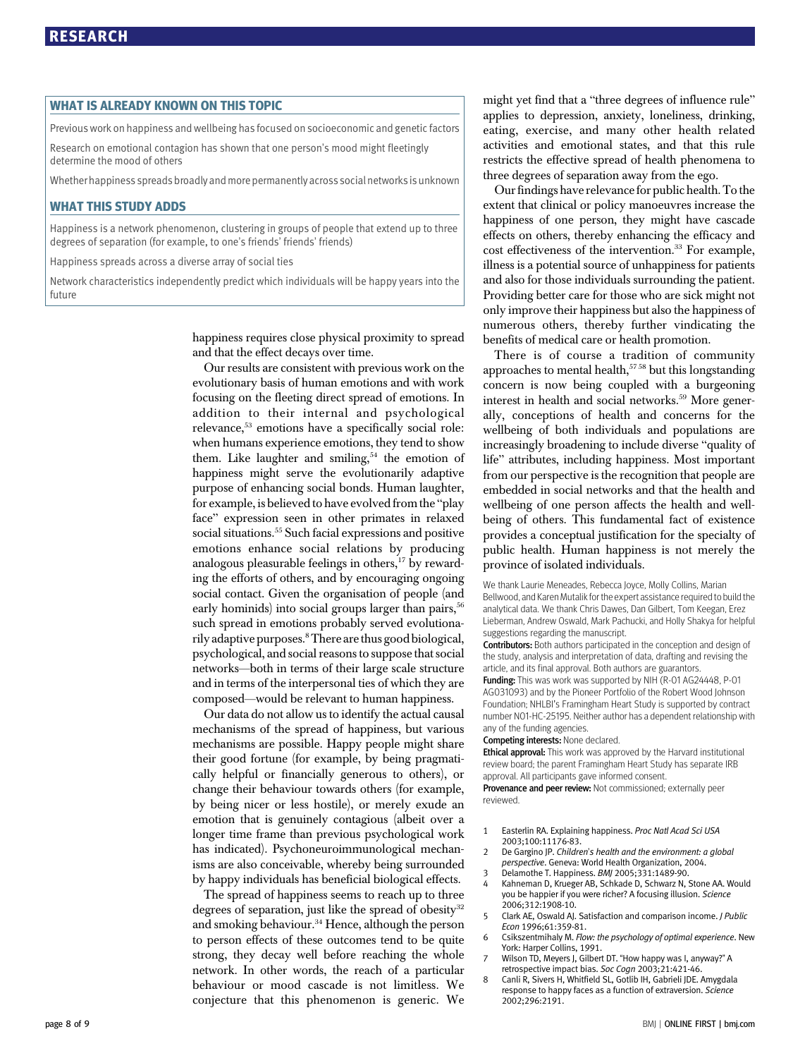## WHAT IS ALREADY KNOWN ON THIS TOPIC

Previous work on happiness and wellbeing has focused on socioeconomic and genetic factors

Research on emotional contagion has shown that one person's mood might fleetingly determine the mood of others

Whether happiness spreads broadly and more permanently across social networks is unknown

## WHAT THIS STUDY ADDS

Happiness is a network phenomenon, clustering in groups of people that extend up to three degrees of separation (for example, to one's friends' friends' friends)

Happiness spreads across a diverse array of social ties

Network characteristics independently predict which individuals will be happy years into the future

happiness requires close physical proximity to spread and that the effect decays over time.

Our results are consistent with previous work on the evolutionary basis of human emotions and with work focusing on the fleeting direct spread of emotions. In addition to their internal and psychological relevance,[53] emotions have a specifically social role: when humans experience emotions, they tend to show them. Like laughter and smiling,[54] the emotion of happiness might serve the evolutionarily adaptive purpose of enhancing social bonds. Human laughter, for example, is believed to have evolved from the "play face" expression seen in other primates in relaxed social situations.[55] Such facial expressions and positive emotions enhance social relations by producing analogous pleasurable feelings in others,[17] by rewarding the efforts of others, and by encouraging ongoing social contact. Given the organisation of people (and early hominids) into social groups larger than pairs,[56] such spread in emotions probably served evolutionarily adaptive purposes.[8] There are thus good biological, psychological, and social reasons to suppose that social networks—both in terms of their large scale structure and in terms of the interpersonal ties of which they are composed—would be relevant to human happiness.

Our data do not allow us to identify the actual causal mechanisms of the spread of happiness, but various mechanisms are possible. Happy people might share their good fortune (for example, by being pragmatically helpful or financially generous to others), or change their behaviour towards others (for example, by being nicer or less hostile), or merely exude an emotion that is genuinely contagious (albeit over a longer time frame than previous psychological work has indicated). Psychoneuroimmunological mechanisms are also conceivable, whereby being surrounded by happy individuals has beneficial biological effects.

The spread of happiness seems to reach up to three degrees of separation, just like the spread of obesity[32] and smoking behaviour.[34] Hence, although the person to person effects of these outcomes tend to be quite strong, they decay well before reaching the whole network. In other words, the reach of a particular behaviour or mood cascade is not limitless. We conjecture that this phenomenon is generic. We might yet find that a "three degrees of influence rule" applies to depression, anxiety, loneliness, drinking, eating, exercise, and many other health related activities and emotional states, and that this rule restricts the effective spread of health phenomena to three degrees of separation away from the ego.

Our findings have relevance for public health. To the extent that clinical or policy manoeuvres increase the happiness of one person, they might have cascade effects on others, thereby enhancing the efficacy and cost effectiveness of the intervention.[33] For example, illness is a potential source of unhappiness for patients and also for those individuals surrounding the patient. Providing better care for those who are sick might not only improve their happiness but also the happiness of numerous others, thereby further vindicating the benefits of medical care or health promotion.

There is of course a tradition of community approaches to mental health,[57,58] but this longstanding concern is now being coupled with a burgeoning interest in health and social networks.[59] More generally, conceptions of health and concerns for the wellbeing of both individuals and populations are increasingly broadening to include diverse "quality of life" attributes, including happiness. Most important from our perspective is the recognition that people are embedded in social networks and that the health and wellbeing of one person affects the health and wellbeing of others. This fundamental fact of existence provides a conceptual justification for the specialty of public health. Human happiness is not merely the province of isolated individuals.

We thank Laurie Meneades, Rebecca Joyce, Molly Collins, Marian Bellwood, and Karen Mutalik for the expert assistance required to build the analytical data. We thank Chris Dawes, Dan Gilbert, Tom Keegan, Erez Lieberman, Andrew Oswald, Mark Pachucki, and Holly Shakya for helpful suggestions regarding the manuscript.

**Contributors:** Both authors participated in the conception and design of the study, analysis and interpretation of data, drafting and revising the article, and its final approval. Both authors are guarantors.

**Funding:** This was work was supported by NIH (R-01 AG24448, P-01 AG031093) and by the Pioneer Portfolio of the Robert Wood Johnson Foundation; NHLBI's Framingham Heart Study is supported by contract number N01-HC-25195. Neither author has a dependent relationship with any of the funding agencies.

**Competing interests:** None declared.

**Ethical approval:** This work was approved by the Harvard institutional review board; the parent Framingham Heart Study has separate IRB approval. All participants gave informed consent.

**Provenance and peer review:** Not commissioned; externally peer reviewed.

1. Easterlin RA. Explaining happiness. *Proc Natl Acad Sci USA* 2003;100:11176-83.
2. De Gargino JP. *Children's health and the environment: a global perspective*. Geneva: World Health Organization, 2004.
3. Delamothe T. Happiness. *BMJ* 2005;331:1489-90.
4. Kahneman D, Krueger AB, Schkade D, Schwarz N, Stone AA. Would you be happier if you were richer? A focusing illusion. *Science* 2006;312:1908-10.
5. Clark AE, Oswald AJ. Satisfaction and comparison income. *J Public Econ* 1996;61:359-81.
6. Csikszentmihaly M. *Flow: the psychology of optimal experience*. New York: Harper Collins, 1991.
7. Wilson TD, Meyers J, Gilbert DT. "How happy was I, anyway?" A retrospective impact bias. *Soc Cogn* 2003;21:421-46.
8. Canli R, Sivers H, Whitfield SL, Gotlib IH, Gabrieli JDE. Amygdala response to happy faces as a function of extraversion. *Science* 2002;296:2191.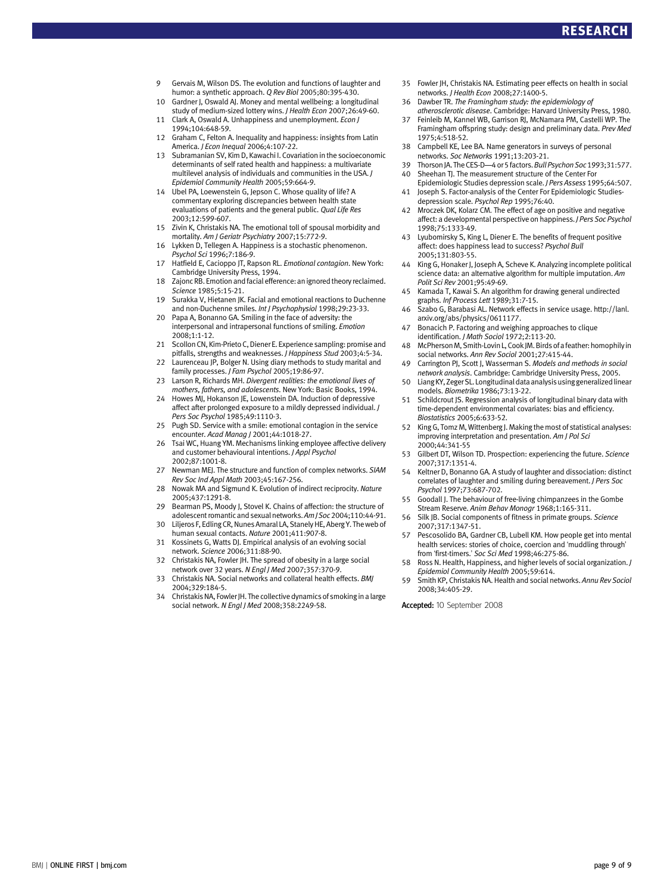9 Gervais M, Wilson DS. The evolution and functions of laughter and humor: a synthetic approach. *Q Rev Biol* 2005;80:395-430.

10 Gardner J, Oswald AJ. Money and mental wellbeing: a longitudinal study of medium-sized lottery wins. *J Health Econ* 2007;26:49-60.

11 Clark A, Oswald A. Unhappiness and unemployment. *Econ J* 1994;104:648-59.

12 Graham C, Felton A. Inequality and happiness: insights from Latin America. *J Econ Inequal* 2006;4:107-22.

13 Subramanian SV, Kim D, Kawachi I. Covariation in the socioeconomic determinants of self rated health and happiness: a multivariate multilevel analysis of individuals and communities in the USA. *J Epidemiol Community Health* 2005;59:664-9.

14 Ubel PA, Loewenstein G, Jepson C. Whose quality of life? A commentary exploring discrepancies between health state evaluations of patients and the general public. *Qual Life Res* 2003;12:599-607.

15 Zivin K, Christakis NA. The emotional toll of spousal morbidity and mortality. *Am J Geriatr Psychiatry* 2007;15:772-9.

16 Lykken D, Tellegen A. Happiness is a stochastic phenomenon. *Psychol Sci* 1996;7:186-9.

17 Hatfield E, Cacioppo JT, Rapson RL. *Emotional contagion*. New York: Cambridge University Press, 1994.

18 Zajonc RB. Emotion and facial efference: an ignored theory reclaimed. *Science* 1985;5:15-21.

19 Surakka V, Hietanen JK. Facial and emotional reactions to Duchenne and non-Duchenne smiles. *Int J Psychophysiol* 1998;29:23-33.

20 Papa A, Bonanno GA. Smiling in the face of adversity: the interpersonal and intrapersonal functions of smiling. *Emotion* 2008;1:1-12.

21 Scollon CN, Kim-Prieto C, Diener E. Experience sampling: promise and pitfalls, strengths and weaknesses. *J Happiness Stud* 2003;4:5-34.

22 Laurenceau JP, Bolger N. Using diary methods to study marital and family processes. *J Fam Psychol* 2005;19:86-97.

23 Larson R, Richards MH. *Divergent realities: the emotional lives of mothers, fathers, and adolescents*. New York: Basic Books, 1994.

24 Howes MJ, Hokanson JE, Lowenstein DA. Induction of depressive affect after prolonged exposure to a mildly depressed individual. *J Pers Soc Psychol* 1985;49:1110-3.

25 Pugh SD. Service with a smile: emotional contagion in the service encounter. *Acad Manag J* 2001;44:1018-27.

26 Tsai WC, Huang YM. Mechanisms linking employee affective delivery and customer behavioural intentions. *J Appl Psychol* 2002;87:1001-8.

27 Newman MEJ. The structure and function of complex networks. *SIAM Rev Soc Ind Appl Math* 2003;45:167-256.

28 Nowak MA and Sigmund K. Evolution of indirect reciprocity. *Nature* 2005;437:1291-8.

29 Bearman PS, Moody J, Stovel K. Chains of affection: the structure of adolescent romantic and sexual networks. *Am J Soc* 2004;110:44-91.

30 Liljeros F, Edling CR, Nunes Amaral LA, Stanely HE, Aberg Y. The web of human sexual contacts. *Nature* 2001;411:907-8.

31 Kossinets G, Watts DJ. Empirical analysis of an evolving social network. *Science* 2006;311:88-90.

32 Christakis NA, Fowler JH. The spread of obesity in a large social network over 32 years. *N Engl J Med* 2007;357:370-9.

33 Christakis NA. Social networks and collateral health effects. *BMJ* 2004;329:184-5.

34 Christakis NA, Fowler JH. The collective dynamics of smoking in a large social network. *N Engl J Med* 2008;358:2249-58.

35 Fowler JH, Christakis NA. Estimating peer effects on health in social networks. *J Health Econ* 2008;27:1400-5.

36 Dawber TR. *The Framingham study: the epidemiology of atherosclerotic disease*. Cambridge: Harvard University Press, 1980.

37 Feinleib M, Kannel WB, Garrison RJ, McNamara PM, Castelli WP. The Framingham offspring study: design and preliminary data. *Prev Med* 1975;4:518-52.

38 Campbell KE, Lee BA. Name generators in surveys of personal networks. *Soc Networks* 1991;13:203-21.

39 Thorson JA. The CES-D—4 or 5 factors. *Bull Psychon Soc* 1993;31:577.

40 Sheehan TJ. The measurement structure of the Center For Epidemiologic Studies depression scale. *J Pers Assess* 1995;64:507.

41 Joseph S. Factor-analysis of the Center For Epidemiologic Studies-depression scale. *Psychol Rep* 1995;76:40.

42 Mroczek DK, Kolarz CM. The effect of age on positive and negative affect: a developmental perspective on happiness. *J Pers Soc Psychol* 1998;75:1333-49.

43 Lyubomirsky S, King L, Diener E. The benefits of frequent positive affect: does happiness lead to success? *Psychol Bull* 2005;131:803-55.

44 King G, Honaker J, Joseph A, Scheve K. Analyzing incomplete political science data: an alternative algorithm for multiple imputation. *Am Polit Sci Rev* 2001;95:49-69.

45 Kamada T, Kawai S. An algorithm for drawing general undirected graphs. *Inf Process Lett* 1989;31:7-15.

46 Szabo G, Barabasi AL. Network effects in service usage. http://lanl.arxiv.org/abs/physics/0611177.

47 Bonacich P. Factoring and weighing approaches to clique identification. *J Math Sociol* 1972;2:113-20.

48 McPherson M, Smith-Lovin L, Cook JM. Birds of a feather: homophily in social networks. *Ann Rev Sociol* 2001;27:415-44.

49 Carrington PJ, Scott J, Wasserman S. *Models and methods in social network analysis*. Cambridge: Cambridge University Press, 2005.

50 Liang KY, Zeger SL. Longitudinal data analysis using generalized linear models. *Biometrika* 1986;73:13-22.

51 Schildcrout JS. Regression analysis of longitudinal binary data with time-dependent environmental covariates: bias and efficiency. *Biostatistics* 2005;6:633-52.

52 King G, Tomz M, Wittenberg J. Making the most of statistical analyses: improving interpretation and presentation. *Am J Pol Sci* 2000;44:341-55

53 Gilbert DT, Wilson TD. Prospection: experiencing the future. *Science* 2007;317:1351-4.

54 Keltner D, Bonanno GA. A study of laughter and dissociation: distinct correlates of laughter and smiling during bereavement. *J Pers Soc Psychol* 1997;73:687-702.

55 Goodall J. The behaviour of free-living chimpanzees in the Gombe Stream Reserve. *Anim Behav Monogr* 1968;1:165-311.

56 Silk JB. Social components of fitness in primate groups. *Science* 2007;317:1347-51.

57 Pescosolido BA, Gardner CB, Lubell KM. How people get into mental health services: stories of choice, coercion and 'muddling through' from 'first-timers.' *Soc Sci Med* 1998;46:275-86.

58 Ross N. Health, Happiness, and higher levels of social organization. *J Epidemiol Community Health* 2005;59:614.

59 Smith KP, Christakis NA. Health and social networks. *Annu Rev Sociol* 2008;34:405-29.

**Accepted:** 10 September 2008